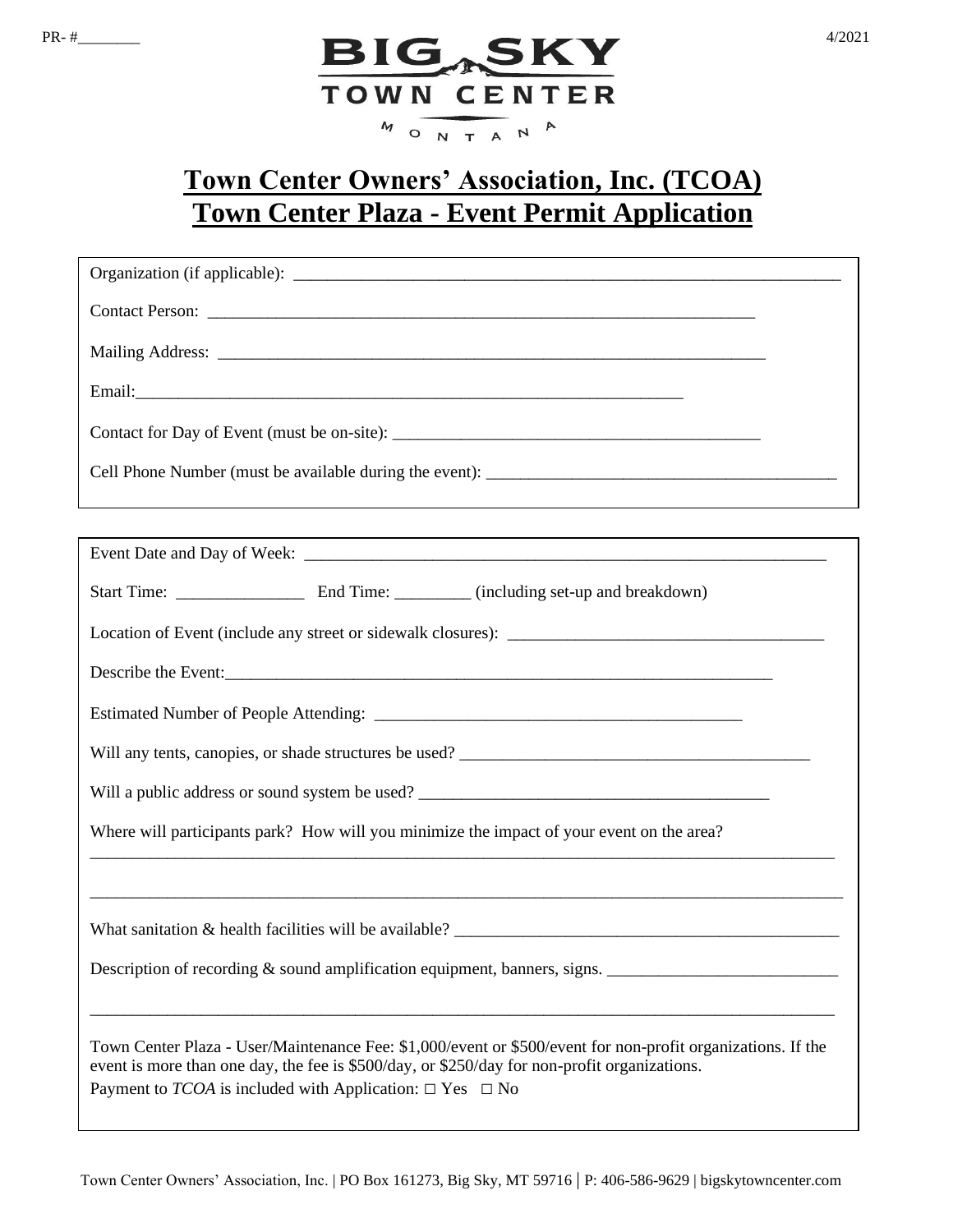PR- #________

4/2021

BIG SKY TOWN CENTER MONTANA

# Town Center Owners' Association, Inc. (TCOA)
# Town Center Plaza - Event Permit Application

Organization (if applicable): ______________________________________________

Contact Person: ______________________________________________

Mailing Address: ______________________________________________

Email: ______________________________________________

Contact for Day of Event (must be on-site): ______________________________________________

Cell Phone Number (must be available during the event): ______________________________________________

---

Event Date and Day of Week: ______________________________________________

Start Time: _______________ End Time: _________ (including set-up and breakdown)

Location of Event (include any street or sidewalk closures): ______________________________________________

Describe the Event: ______________________________________________

Estimated Number of People Attending: ______________________________________________

Will any tents, canopies, or shade structures be used? ______________________________________________

Will a public address or sound system be used? ______________________________________________

Where will participants park? How will you minimize the impact of your event on the area?

______________________________________________

______________________________________________

What sanitation & health facilities will be available? ______________________________________________

Description of recording & sound amplification equipment, banners, signs. ______________________________________________

______________________________________________

Town Center Plaza - User/Maintenance Fee: $1,000/event or $500/event for non-profit organizations. If the event is more than one day, the fee is $500/day, or $250/day for non-profit organizations.

Payment to *TCOA* is included with Application: □ Yes □ No

Town Center Owners' Association, Inc. | PO Box 161273, Big Sky, MT 59716 | P: 406-586-9629 | bigskytowncenter.com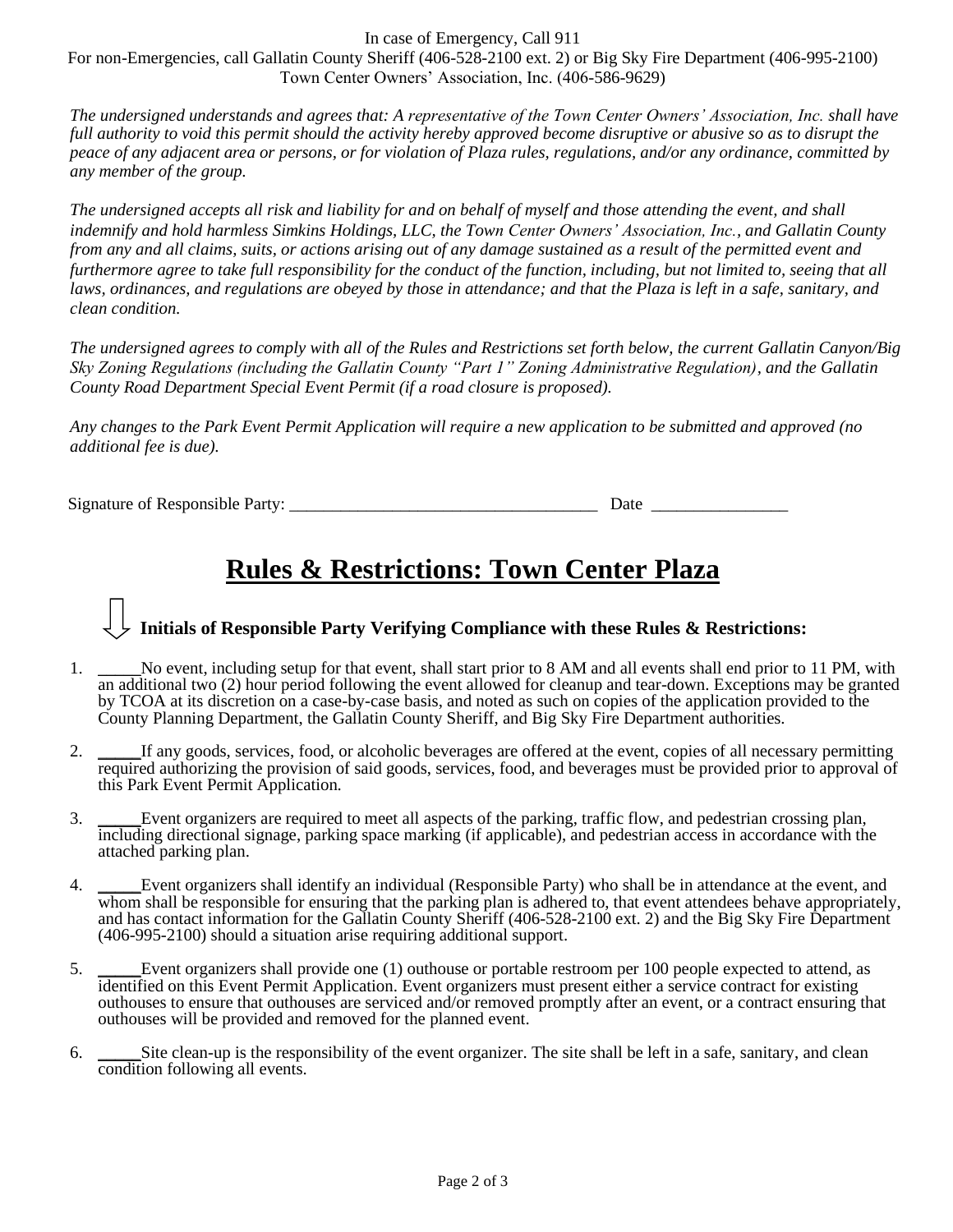In case of Emergency, Call 911

For non-Emergencies, call Gallatin County Sheriff (406-528-2100 ext. 2) or Big Sky Fire Department (406-995-2100)

Town Center Owners' Association, Inc. (406-586-9629)

*The undersigned understands and agrees that: A representative of the Town Center Owners' Association, Inc. shall have full authority to void this permit should the activity hereby approved become disruptive or abusive so as to disrupt the peace of any adjacent area or persons, or for violation of Plaza rules, regulations, and/or any ordinance, committed by any member of the group.*

*The undersigned accepts all risk and liability for and on behalf of myself and those attending the event, and shall indemnify and hold harmless Simkins Holdings, LLC, the Town Center Owners' Association, Inc., and Gallatin County from any and all claims, suits, or actions arising out of any damage sustained as a result of the permitted event and furthermore agree to take full responsibility for the conduct of the function, including, but not limited to, seeing that all laws, ordinances, and regulations are obeyed by those in attendance; and that the Plaza is left in a safe, sanitary, and clean condition.*

*The undersigned agrees to comply with all of the Rules and Restrictions set forth below, the current Gallatin Canyon/Big Sky Zoning Regulations (including the Gallatin County "Part 1" Zoning Administrative Regulation), and the Gallatin County Road Department Special Event Permit (if a road closure is proposed).*

*Any changes to the Park Event Permit Application will require a new application to be submitted and approved (no additional fee is due).*

Signature of Responsible Party: ____________________________________ Date ________________

# Rules & Restrictions: Town Center Plaza

**Initials of Responsible Party Verifying Compliance with these Rules & Restrictions:**

1. _____No event, including setup for that event, shall start prior to 8 AM and all events shall end prior to 11 PM, with an additional two (2) hour period following the event allowed for cleanup and tear-down. Exceptions may be granted by TCOA at its discretion on a case-by-case basis, and noted as such on copies of the application provided to the County Planning Department, the Gallatin County Sheriff, and Big Sky Fire Department authorities.

2. _____If any goods, services, food, or alcoholic beverages are offered at the event, copies of all necessary permitting required authorizing the provision of said goods, services, food, and beverages must be provided prior to approval of this Park Event Permit Application.

3. _____Event organizers are required to meet all aspects of the parking, traffic flow, and pedestrian crossing plan, including directional signage, parking space marking (if applicable), and pedestrian access in accordance with the attached parking plan.

4. _____Event organizers shall identify an individual (Responsible Party) who shall be in attendance at the event, and whom shall be responsible for ensuring that the parking plan is adhered to, that event attendees behave appropriately, and has contact information for the Gallatin County Sheriff (406-528-2100 ext. 2) and the Big Sky Fire Department (406-995-2100) should a situation arise requiring additional support.

5. _____Event organizers shall provide one (1) outhouse or portable restroom per 100 people expected to attend, as identified on this Event Permit Application. Event organizers must present either a service contract for existing outhouses to ensure that outhouses are serviced and/or removed promptly after an event, or a contract ensuring that outhouses will be provided and removed for the planned event.

6. _____Site clean-up is the responsibility of the event organizer. The site shall be left in a safe, sanitary, and clean condition following all events.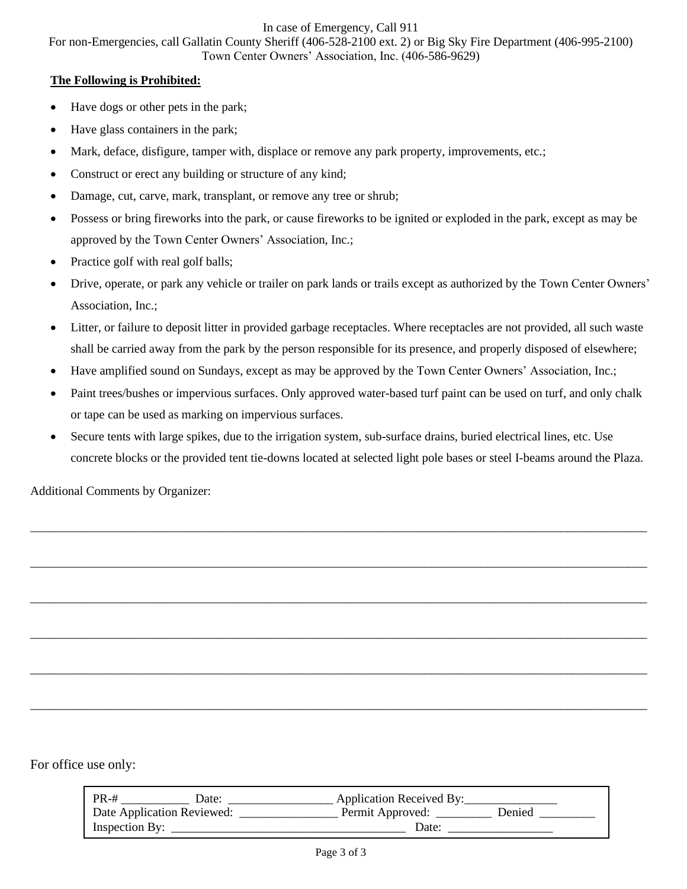In case of Emergency, Call 911
For non-Emergencies, call Gallatin County Sheriff (406-528-2100 ext. 2) or Big Sky Fire Department (406-995-2100)
Town Center Owners' Association, Inc. (406-586-9629)

**The Following is Prohibited:**

- Have dogs or other pets in the park;
- Have glass containers in the park;
- Mark, deface, disfigure, tamper with, displace or remove any park property, improvements, etc.;
- Construct or erect any building or structure of any kind;
- Damage, cut, carve, mark, transplant, or remove any tree or shrub;
- Possess or bring fireworks into the park, or cause fireworks to be ignited or exploded in the park, except as may be approved by the Town Center Owners' Association, Inc.;
- Practice golf with real golf balls;
- Drive, operate, or park any vehicle or trailer on park lands or trails except as authorized by the Town Center Owners' Association, Inc.;
- Litter, or failure to deposit litter in provided garbage receptacles. Where receptacles are not provided, all such waste shall be carried away from the park by the person responsible for its presence, and properly disposed of elsewhere;
- Have amplified sound on Sundays, except as may be approved by the Town Center Owners' Association, Inc.;
- Paint trees/bushes or impervious surfaces. Only approved water-based turf paint can be used on turf, and only chalk or tape can be used as marking on impervious surfaces.
- Secure tents with large spikes, due to the irrigation system, sub-surface drains, buried electrical lines, etc. Use concrete blocks or the provided tent tie-downs located at selected light pole bases or steel I-beams around the Plaza.

Additional Comments by Organizer:

______________________________________________________________________________________

______________________________________________________________________________________

______________________________________________________________________________________

______________________________________________________________________________________

______________________________________________________________________________________

______________________________________________________________________________________

For office use only:

PR-# ___________ Date: _________________ Application Received By:_______________
Date Application Reviewed: ________________ Permit Approved: _________ Denied _________
Inspection By: ________________________________________ Date: _________________